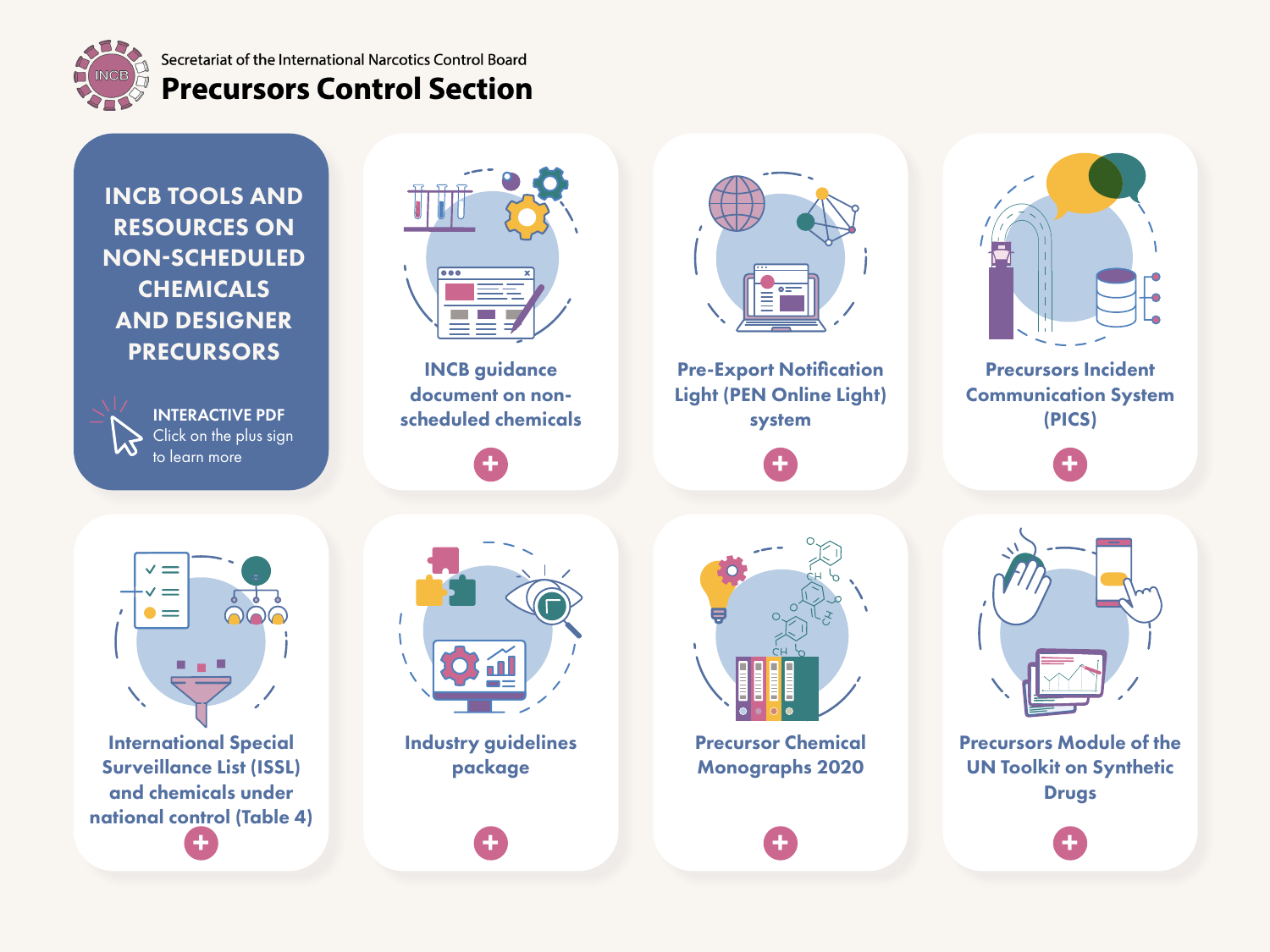Secretariat of the International Narcotics Control Board

# Precursors Control Section

## INCB TOOLS AND RESOURCES ON NON-SCHEDULED CHEMICALS AND DESIGNER PRECURSORS

**INTERACTIVE PDF**
Click on the plus sign to learn more

- INCB guidance document on non-scheduled chemicals
- Pre-Export Notification Light (PEN Online Light) system
- Precursors Incident Communication System (PICS)
- International Special Surveillance List (ISSL) and chemicals under national control (Table 4)
- Industry guidelines package
- Precursor Chemical Monographs 2020
- Precursors Module of the UN Toolkit on Synthetic Drugs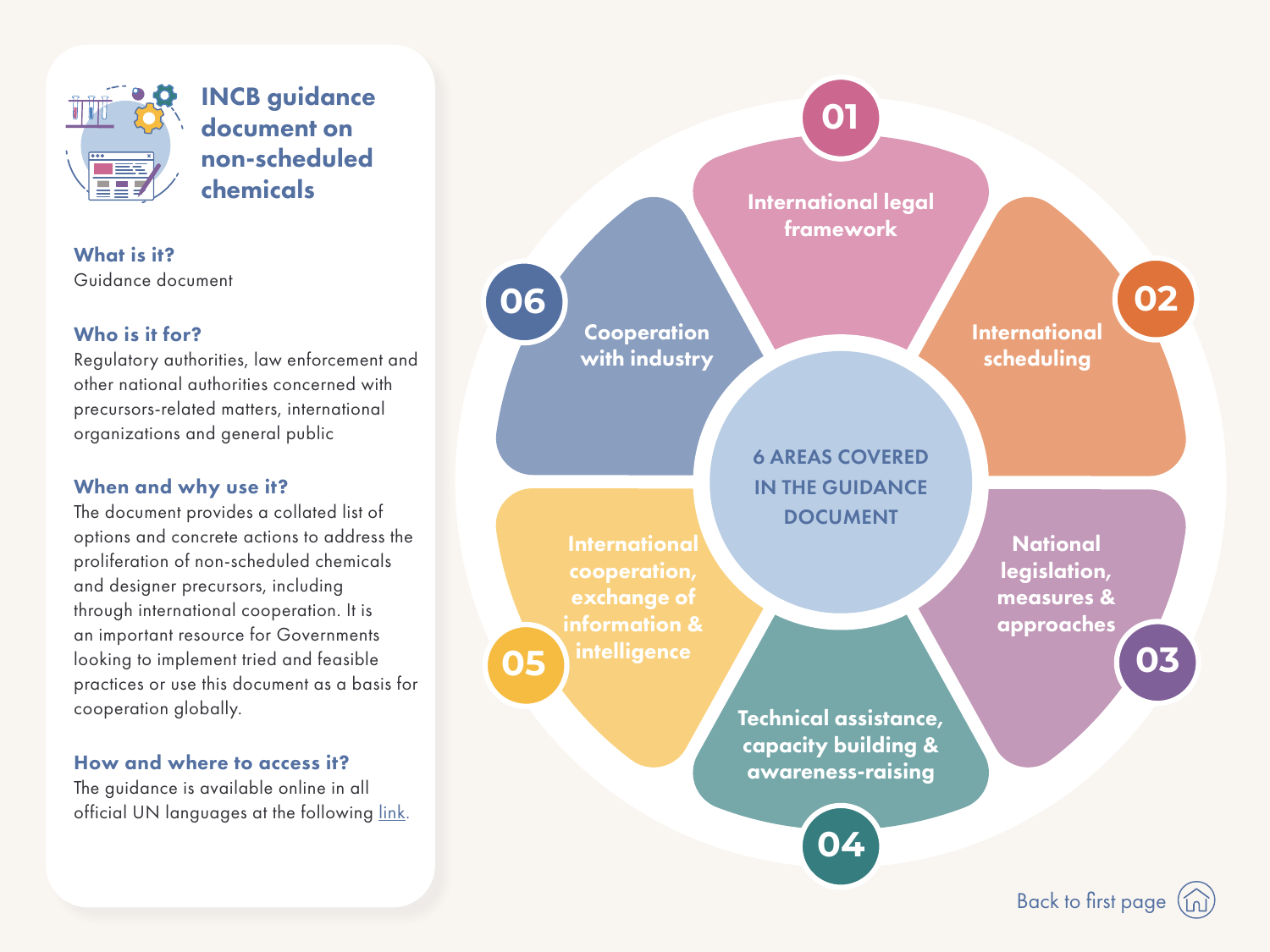# INCB guidance document on non-scheduled chemicals

### What is it?

Guidance document

### Who is it for?

Regulatory authorities, law enforcement and other national authorities concerned with precursors-related matters, international organizations and general public

### When and why use it?

The document provides a collated list of options and concrete actions to address the proliferation of non-scheduled chemicals and designer precursors, including through international cooperation. It is an important resource for Governments looking to implement tried and feasible practices or use this document as a basis for cooperation globally.

### How and where to access it?

The guidance is available online in all official UN languages at the following link.

## 6 AREAS COVERED IN THE GUIDANCE DOCUMENT

- 01 International legal framework
- 02 International scheduling
- 03 National legislation, measures & approaches
- 04 Technical assistance, capacity building & awareness-raising
- 05 International cooperation, exchange of information & intelligence
- 06 Cooperation with industry

Back to first page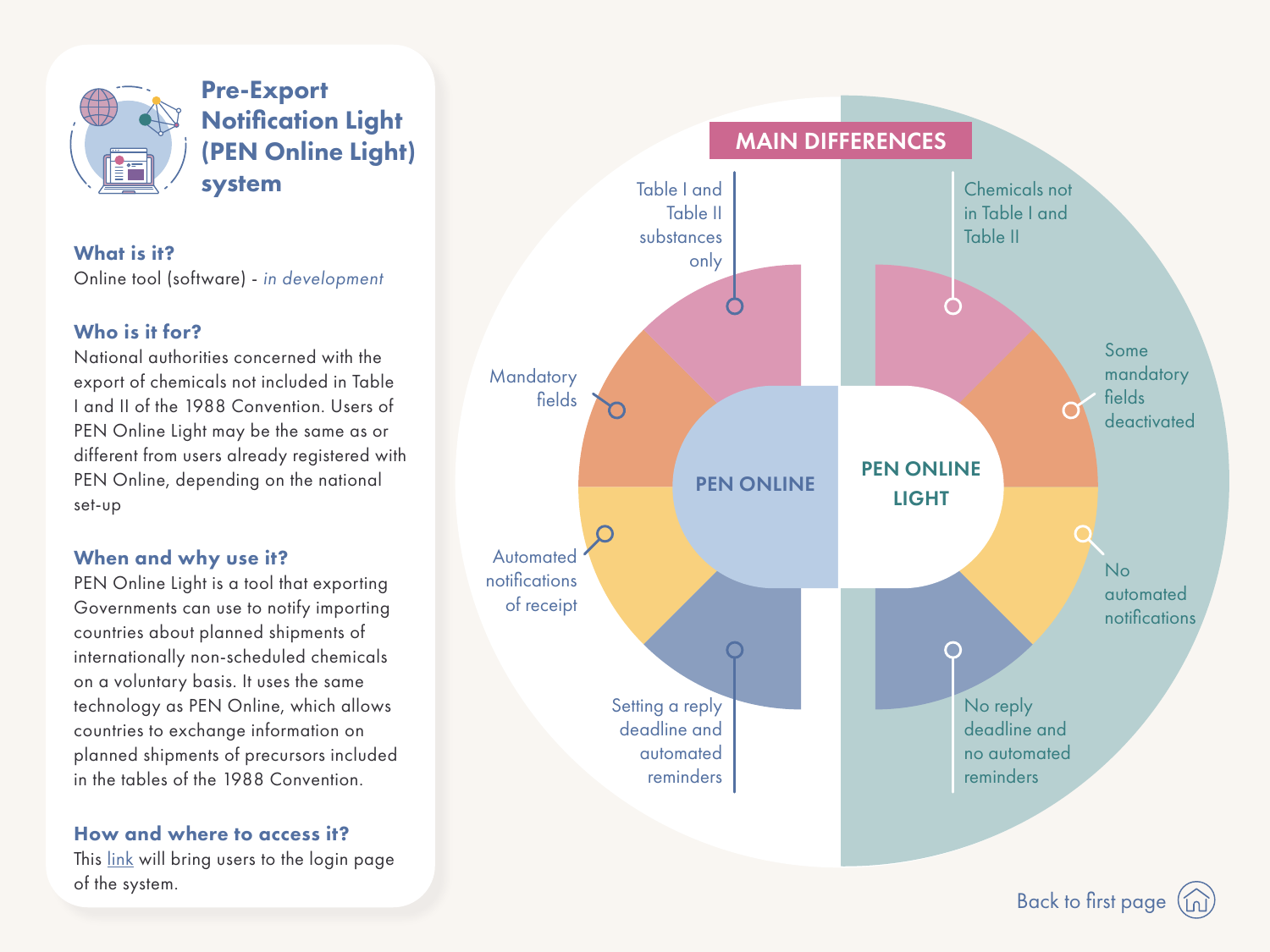# Pre-Export Notification Light (PEN Online Light) system

### What is it?

Online tool (software) - *in development*

### Who is it for?

National authorities concerned with the export of chemicals not included in Table I and II of the 1988 Convention. Users of PEN Online Light may be the same as or different from users already registered with PEN Online, depending on the national set-up

### When and why use it?

PEN Online Light is a tool that exporting Governments can use to notify importing countries about planned shipments of internationally non-scheduled chemicals on a voluntary basis. It uses the same technology as PEN Online, which allows countries to exchange information on planned shipments of precursors included in the tables of the 1988 Convention.

### How and where to access it?

This link will bring users to the login page of the system.

## MAIN DIFFERENCES

| PEN ONLINE | PEN ONLINE LIGHT |
| --- | --- |
| Table I and Table II substances only | Chemicals not in Table I and Table II |
| Mandatory fields | Some mandatory fields deactivated |
| Automated notifications of receipt | No automated notifications |
| Setting a reply deadline and automated reminders | No reply deadline and no automated reminders |

Back to first page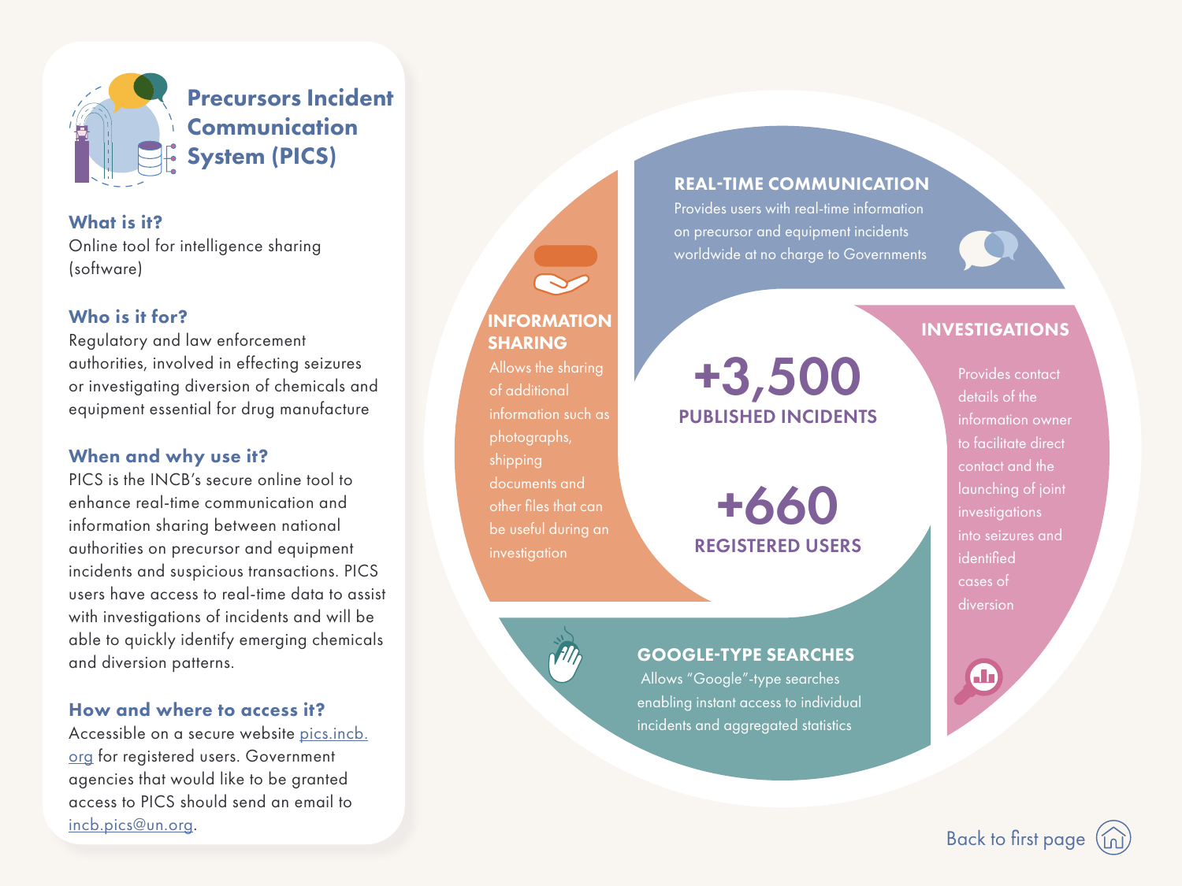# Precursors Incident Communication System (PICS)

### What is it?

Online tool for intelligence sharing (software)

### Who is it for?

Regulatory and law enforcement authorities, involved in effecting seizures or investigating diversion of chemicals and equipment essential for drug manufacture

### When and why use it?

PICS is the INCB's secure online tool to enhance real-time communication and information sharing between national authorities on precursor and equipment incidents and suspicious transactions. PICS users have access to real-time data to assist with investigations of incidents and will be able to quickly identify emerging chemicals and diversion patterns.

### How and where to access it?

Accessible on a secure website [pics.incb.org](https://pics.incb.org) for registered users. Government agencies that would like to be granted access to PICS should send an email to [incb.pics@un.org](mailto:incb.pics@un.org).

**+3,500**
**PUBLISHED INCIDENTS**

**+660**
**REGISTERED USERS**

### REAL-TIME COMMUNICATION

Provides users with real-time information on precursor and equipment incidents worldwide at no charge to Governments

### INVESTIGATIONS

Provides contact details of the information owner to facilitate direct contact and the launching of joint investigations into seizures and identified cases of diversion

### GOOGLE-TYPE SEARCHES

Allows "Google"-type searches enabling instant access to individual incidents and aggregated statistics

### INFORMATION SHARING

Allows the sharing of additional information such as photographs, shipping documents and other files that can be useful during an investigation

Back to first page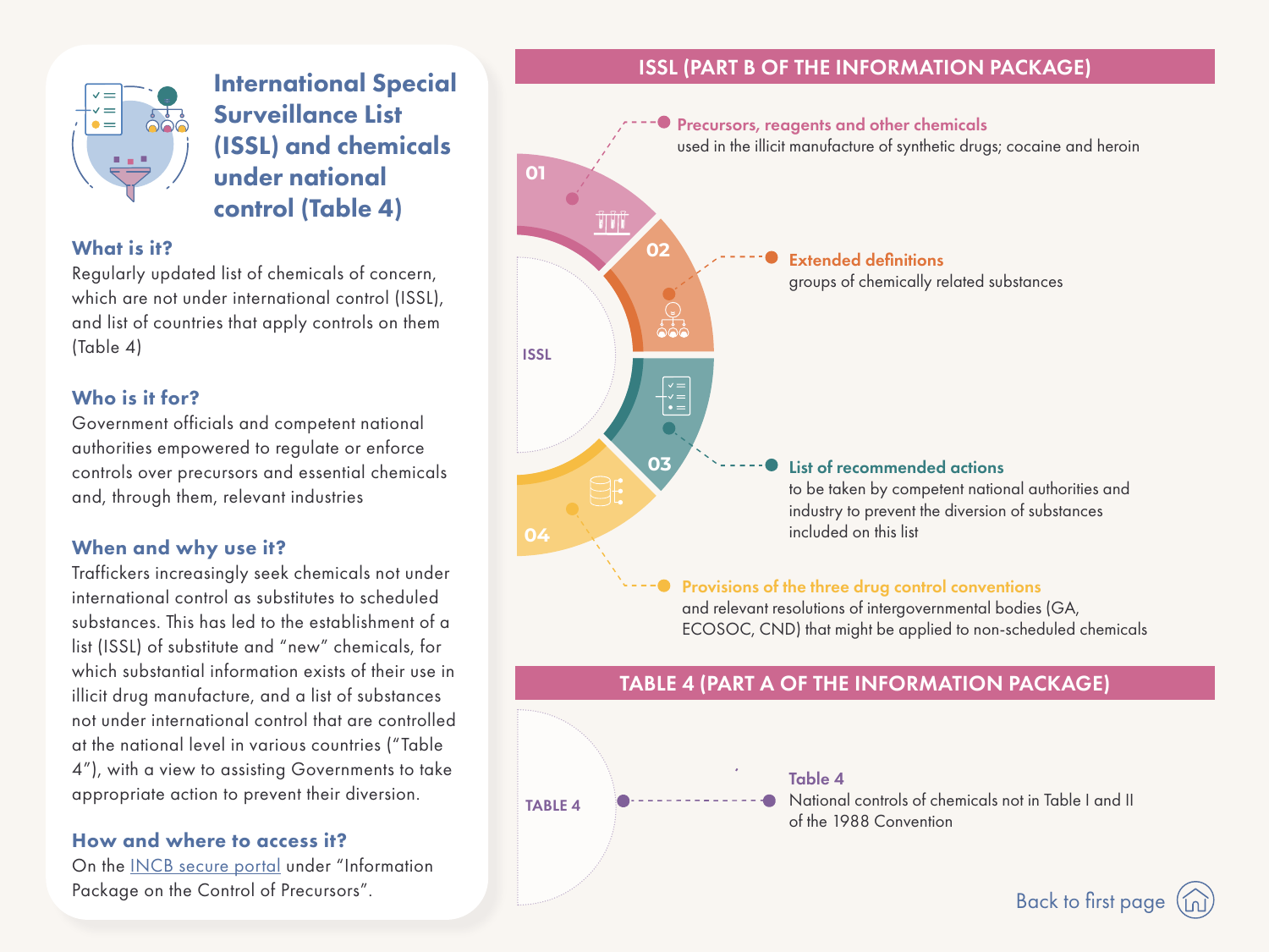# International Special Surveillance List (ISSL) and chemicals under national control (Table 4)

### What is it?

Regularly updated list of chemicals of concern, which are not under international control (ISSL), and list of countries that apply controls on them (Table 4)

### Who is it for?

Government officials and competent national authorities empowered to regulate or enforce controls over precursors and essential chemicals and, through them, relevant industries

### When and why use it?

Traffickers increasingly seek chemicals not under international control as substitutes to scheduled substances. This has led to the establishment of a list (ISSL) of substitute and "new" chemicals, for which substantial information exists of their use in illicit drug manufacture, and a list of substances not under international control that are controlled at the national level in various countries ("Table 4"), with a view to assisting Governments to take appropriate action to prevent their diversion.

### How and where to access it?

On the INCB secure portal under "Information Package on the Control of Precursors".

## ISSL (PART B OF THE INFORMATION PACKAGE)

ISSL

01 **Precursors, reagents and other chemicals**
used in the illicit manufacture of synthetic drugs; cocaine and heroin

02 **Extended definitions**
groups of chemically related substances

03 **List of recommended actions**
to be taken by competent national authorities and industry to prevent the diversion of substances included on this list

04 **Provisions of the three drug control conventions**
and relevant resolutions of intergovernmental bodies (GA, ECOSOC, CND) that might be applied to non-scheduled chemicals

## TABLE 4 (PART A OF THE INFORMATION PACKAGE)

TABLE 4

**Table 4**
National controls of chemicals not in Table I and II of the 1988 Convention

Back to first page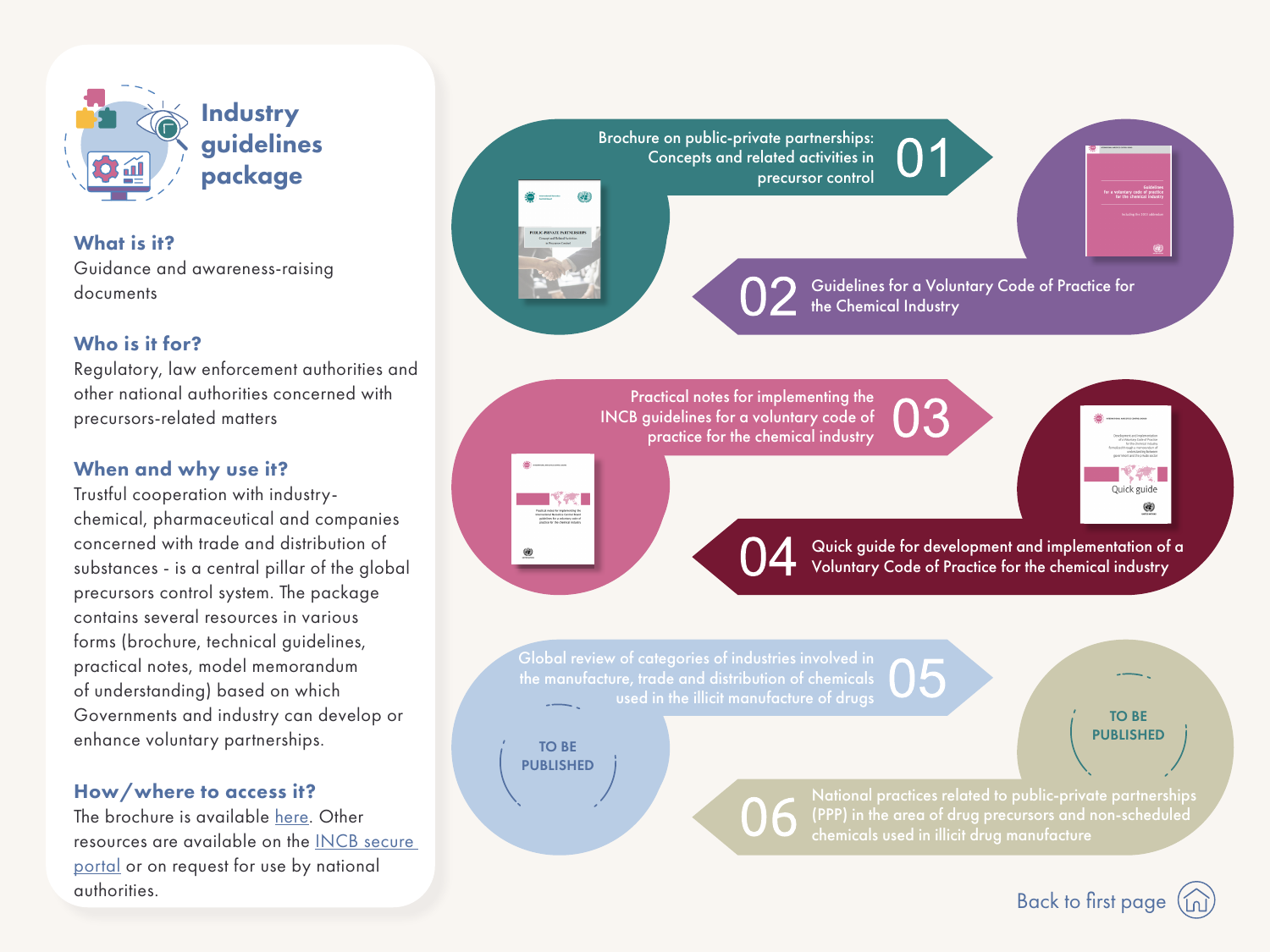# Industry guidelines package

### What is it?

Guidance and awareness-raising documents

### Who is it for?

Regulatory, law enforcement authorities and other national authorities concerned with precursors-related matters

### When and why use it?

Trustful cooperation with industry-chemical, pharmaceutical and companies concerned with trade and distribution of substances - is a central pillar of the global precursors control system. The package contains several resources in various forms (brochure, technical guidelines, practical notes, model memorandum of understanding) based on which Governments and industry can develop or enhance voluntary partnerships.

### How/where to access it?

The brochure is available here. Other resources are available on the INCB secure portal or on request for use by national authorities.

---

**01** Brochure on public-private partnerships: Concepts and related activities in precursor control

**02** Guidelines for a Voluntary Code of Practice for the Chemical Industry

**03** Practical notes for implementing the INCB guidelines for a voluntary code of practice for the chemical industry

**04** Quick guide for development and implementation of a Voluntary Code of Practice for the chemical industry

**05** Global review of categories of industries involved in the manufacture, trade and distribution of chemicals used in the illicit manufacture of drugs — TO BE PUBLISHED

**06** National practices related to public-private partnerships (PPP) in the area of drug precursors and non-scheduled chemicals used in illicit drug manufacture — TO BE PUBLISHED

Back to first page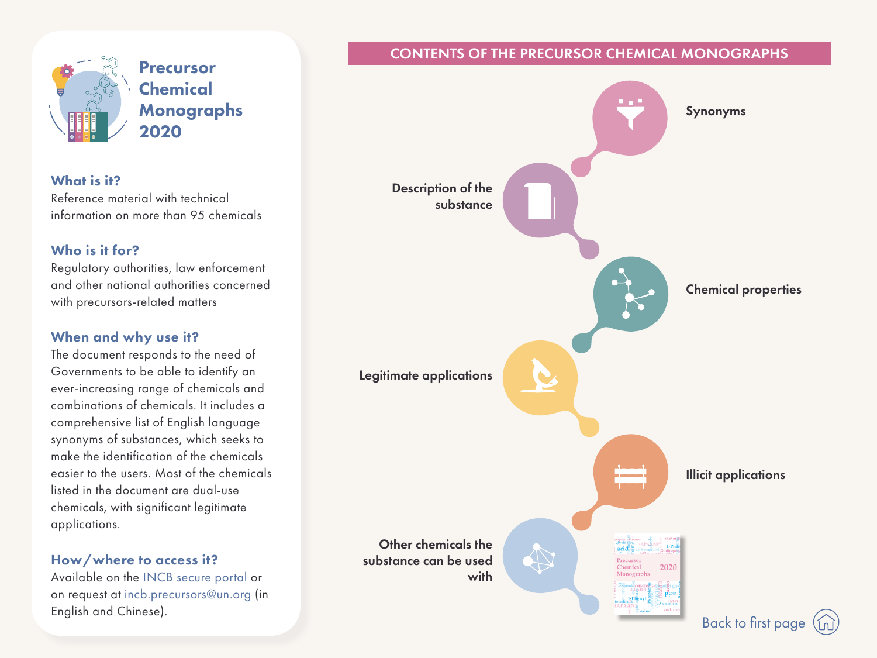# Precursor Chemical Monographs 2020

### What is it?

Reference material with technical information on more than 95 chemicals

### Who is it for?

Regulatory authorities, law enforcement and other national authorities concerned with precursors-related matters

### When and why use it?

The document responds to the need of Governments to be able to identify an ever-increasing range of chemicals and combinations of chemicals. It includes a comprehensive list of English language synonyms of substances, which seeks to make the identification of the chemicals easier to the users. Most of the chemicals listed in the document are dual-use chemicals, with significant legitimate applications.

### How/where to access it?

Available on the INCB secure portal or on request at incb.precursors@un.org (in English and Chinese).

## CONTENTS OF THE PRECURSOR CHEMICAL MONOGRAPHS

- Synonyms
- Description of the substance
- Chemical properties
- Legitimate applications
- Illicit applications
- Other chemicals the substance can be used with

Back to first page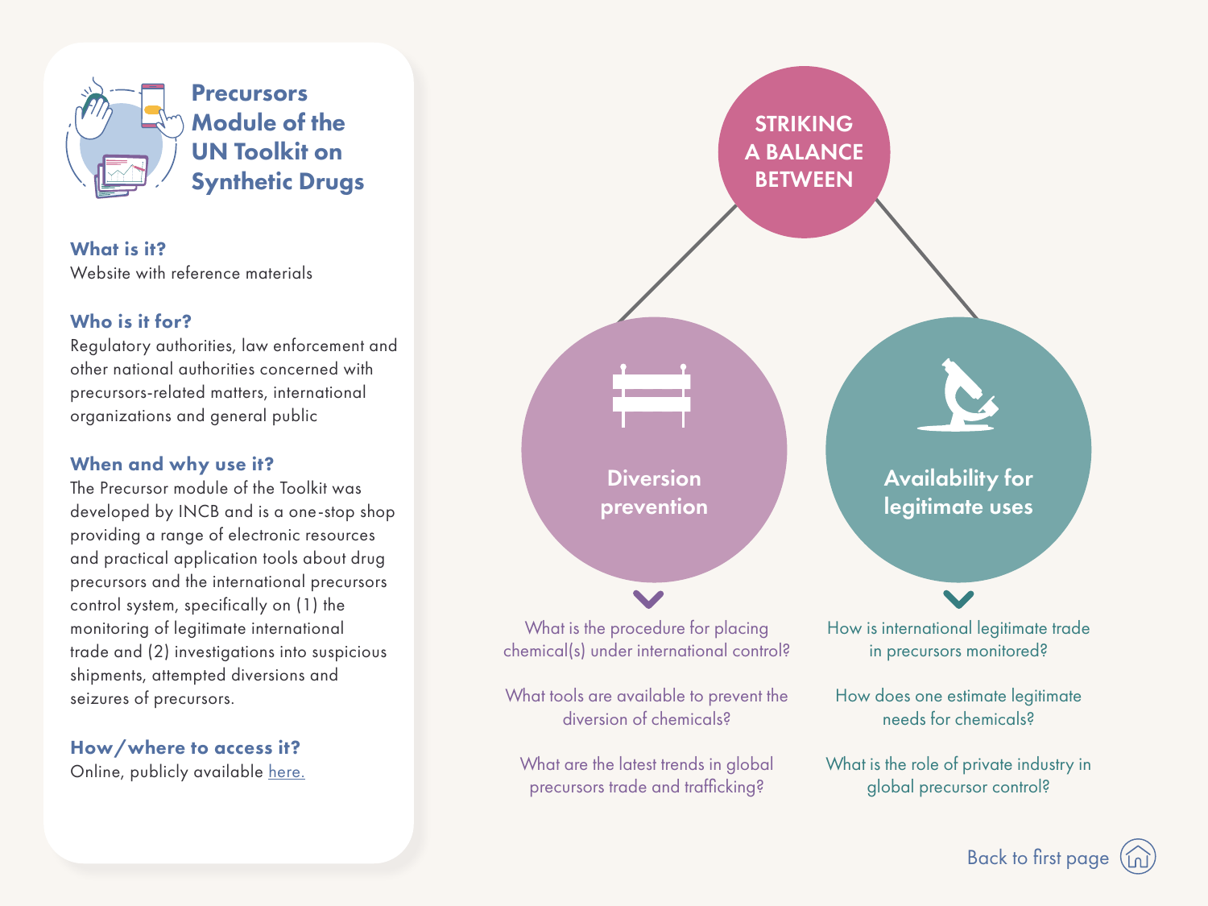# Precursors Module of the UN Toolkit on Synthetic Drugs

**What is it?**
Website with reference materials

**Who is it for?**
Regulatory authorities, law enforcement and other national authorities concerned with precursors-related matters, international organizations and general public

**When and why use it?**
The Precursor module of the Toolkit was developed by INCB and is a one-stop shop providing a range of electronic resources and practical application tools about drug precursors and the international precursors control system, specifically on (1) the monitoring of legitimate international trade and (2) investigations into suspicious shipments, attempted diversions and seizures of precursors.

**How/where to access it?**
Online, publicly available here.

STRIKING A BALANCE BETWEEN

Diversion prevention

- What is the procedure for placing chemical(s) under international control?
- What tools are available to prevent the diversion of chemicals?
- What are the latest trends in global precursors trade and trafficking?

Availability for legitimate uses

- How is international legitimate trade in precursors monitored?
- How does one estimate legitimate needs for chemicals?
- What is the role of private industry in global precursor control?

Back to first page